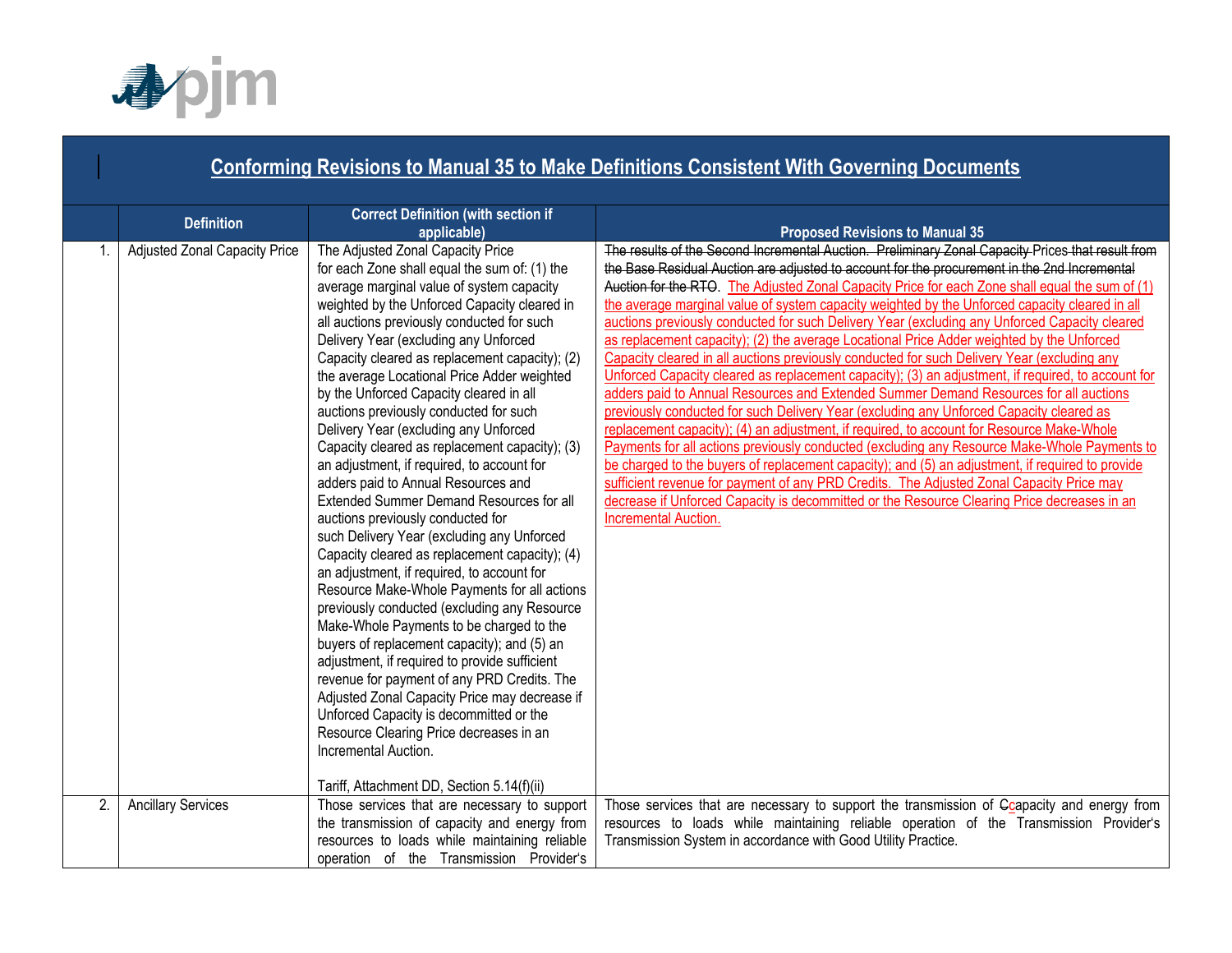## Conforming Revisions to Manual 35 to Make Definitions Consistent With Governing Documents

| | Definition | Correct Definition (with section if applicable) | Proposed Revisions to Manual 35 |
|---|---|---|---|
| 1. | Adjusted Zonal Capacity Price | The Adjusted Zonal Capacity Price for each Zone shall equal the sum of: (1) the average marginal value of system capacity weighted by the Unforced Capacity cleared in all auctions previously conducted for such Delivery Year (excluding any Unforced Capacity cleared as replacement capacity); (2) the average Locational Price Adder weighted by the Unforced Capacity cleared in all auctions previously conducted for such Delivery Year (excluding any Unforced Capacity cleared as replacement capacity); (3) an adjustment, if required, to account for adders paid to Annual Resources and Extended Summer Demand Resources for all auctions previously conducted for such Delivery Year (excluding any Unforced Capacity cleared as replacement capacity); (4) an adjustment, if required, to account for Resource Make-Whole Payments for all actions previously conducted (excluding any Resource Make-Whole Payments to be charged to the buyers of replacement capacity); and (5) an adjustment, if required to provide sufficient revenue for payment of any PRD Credits. The Adjusted Zonal Capacity Price may decrease if Unforced Capacity is decommitted or the Resource Clearing Price decreases in an Incremental Auction.<br><br>Tariff, Attachment DD, Section 5.14(f)(ii) | ~~The results of the Second Incremental Auction. Preliminary Zonal Capacity Prices that result from the Base Residual Auction are adjusted to account for the procurement in the 2nd Incremental Auction for the RTO.~~ The Adjusted Zonal Capacity Price for each Zone shall equal the sum of (1) the average marginal value of system capacity weighted by the Unforced capacity cleared in all auctions previously conducted for such Delivery Year (excluding any Unforced Capacity cleared as replacement capacity); (2) the average Locational Price Adder weighted by the Unforced Capacity cleared in all auctions previously conducted for such Delivery Year (excluding any Unforced Capacity cleared as replacement capacity); (3) an adjustment, if required, to account for adders paid to Annual Resources and Extended Summer Demand Resources for all auctions previously conducted for such Delivery Year (excluding any Unforced Capacity cleared as replacement capacity); (4) an adjustment, if required, to account for Resource Make-Whole Payments for all actions previously conducted (excluding any Resource Make-Whole Payments to be charged to the buyers of replacement capacity); and (5) an adjustment, if required to provide sufficient revenue for payment of any PRD Credits. The Adjusted Zonal Capacity Price may decrease if Unforced Capacity is decommitted or the Resource Clearing Price decreases in an Incremental Auction. |
| 2. | Ancillary Services | Those services that are necessary to support the transmission of capacity and energy from resources to loads while maintaining reliable operation of the Transmission Provider's | Those services that are necessary to support the transmission of ~~C~~capacity and energy from resources to loads while maintaining reliable operation of the Transmission Provider's Transmission System in accordance with Good Utility Practice. |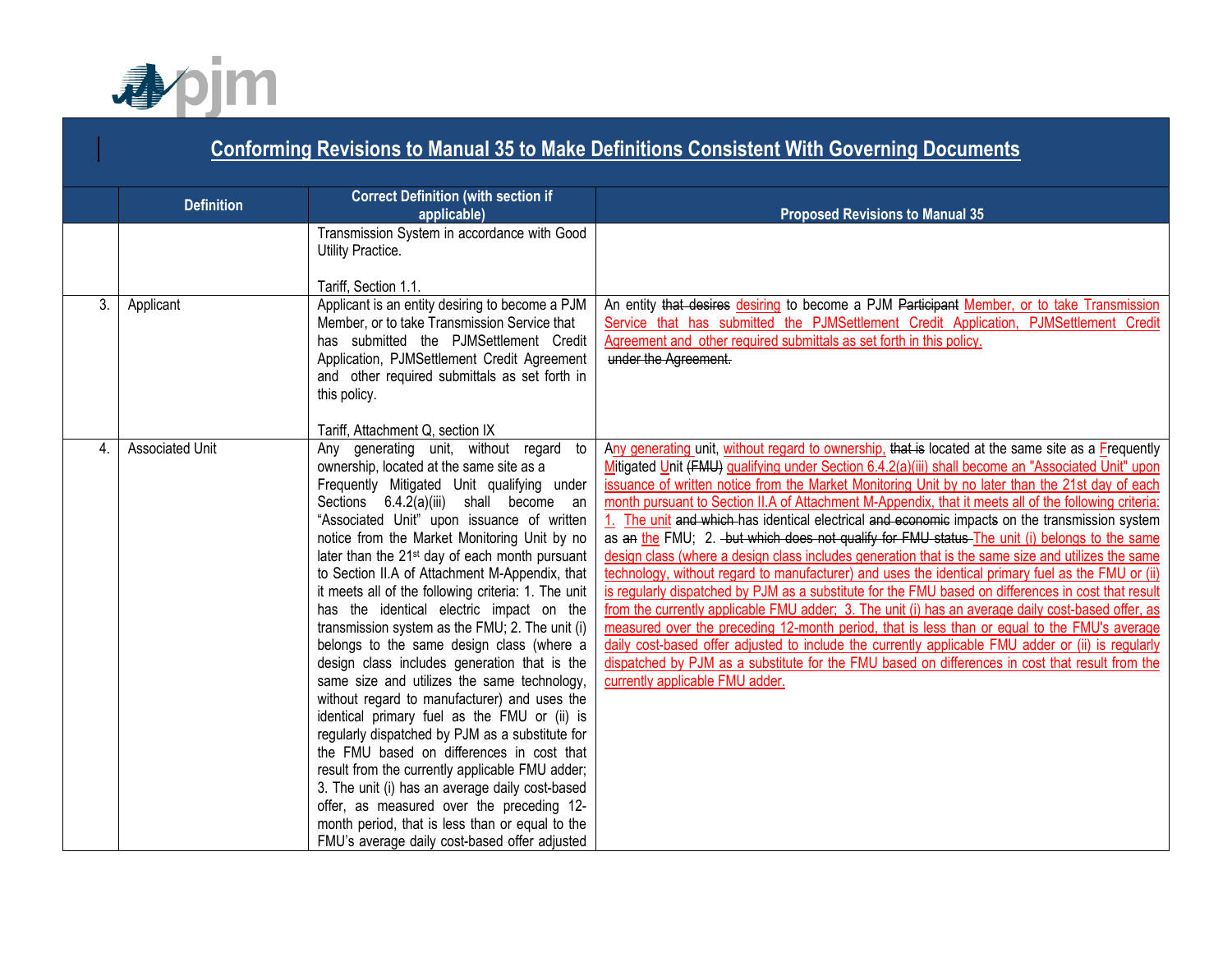## Conforming Revisions to Manual 35 to Make Definitions Consistent With Governing Documents

| | Definition | Correct Definition (with section if applicable) | Proposed Revisions to Manual 35 |
|---|---|---|---|
| | | Transmission System in accordance with Good Utility Practice.<br><br>Tariff, Section 1.1. | |
| 3. | Applicant | Applicant is an entity desiring to become a PJM Member, or to take Transmission Service that has submitted the PJMSettlement Credit Application, PJMSettlement Credit Agreement and other required submittals as set forth in this policy.<br><br>Tariff, Attachment Q, section IX | An entity ~~that desires~~ desiring to become a PJM ~~Participant~~ Member, or to take Transmission Service that has submitted the PJMSettlement Credit Application, PJMSettlement Credit Agreement and other required submittals as set forth in this policy.<br>~~under the Agreement.~~ |
| 4. | Associated Unit | Any generating unit, without regard to ownership, located at the same site as a Frequently Mitigated Unit qualifying under Sections 6.4.2(a)(iii) shall become an "Associated Unit" upon issuance of written notice from the Market Monitoring Unit by no later than the 21st day of each month pursuant to Section II.A of Attachment M-Appendix, that it meets all of the following criteria: 1. The unit has the identical electric impact on the transmission system as the FMU; 2. The unit (i) belongs to the same design class (where a design class includes generation that is the same size and utilizes the same technology, without regard to manufacturer) and uses the identical primary fuel as the FMU or (ii) is regularly dispatched by PJM as a substitute for the FMU based on differences in cost that result from the currently applicable FMU adder; 3. The unit (i) has an average daily cost-based offer, as measured over the preceding 12-month period, that is less than or equal to the FMU's average daily cost-based offer adjusted | Any generating unit, without regard to ownership, ~~that is~~ located at the same site as a Frequently Mitigated Unit ~~(FMU)~~ qualifying under Section 6.4.2(a)(iii) shall become an "Associated Unit" upon issuance of written notice from the Market Monitoring Unit by no later than the 21st day of each month pursuant to Section II.A of Attachment M-Appendix, that it meets all of the following criteria: 1. The unit ~~and which~~ has identical electrical ~~and economic~~ impacts on the transmission system as ~~an~~ the FMU; 2. ~~but which does not qualify for FMU status~~ The unit (i) belongs to the same design class (where a design class includes generation that is the same size and utilizes the same technology, without regard to manufacturer) and uses the identical primary fuel as the FMU or (ii) is regularly dispatched by PJM as a substitute for the FMU based on differences in cost that result from the currently applicable FMU adder; 3. The unit (i) has an average daily cost-based offer, as measured over the preceding 12-month period, that is less than or equal to the FMU's average daily cost-based offer adjusted to include the currently applicable FMU adder or (ii) is regularly dispatched by PJM as a substitute for the FMU based on differences in cost that result from the currently applicable FMU adder. |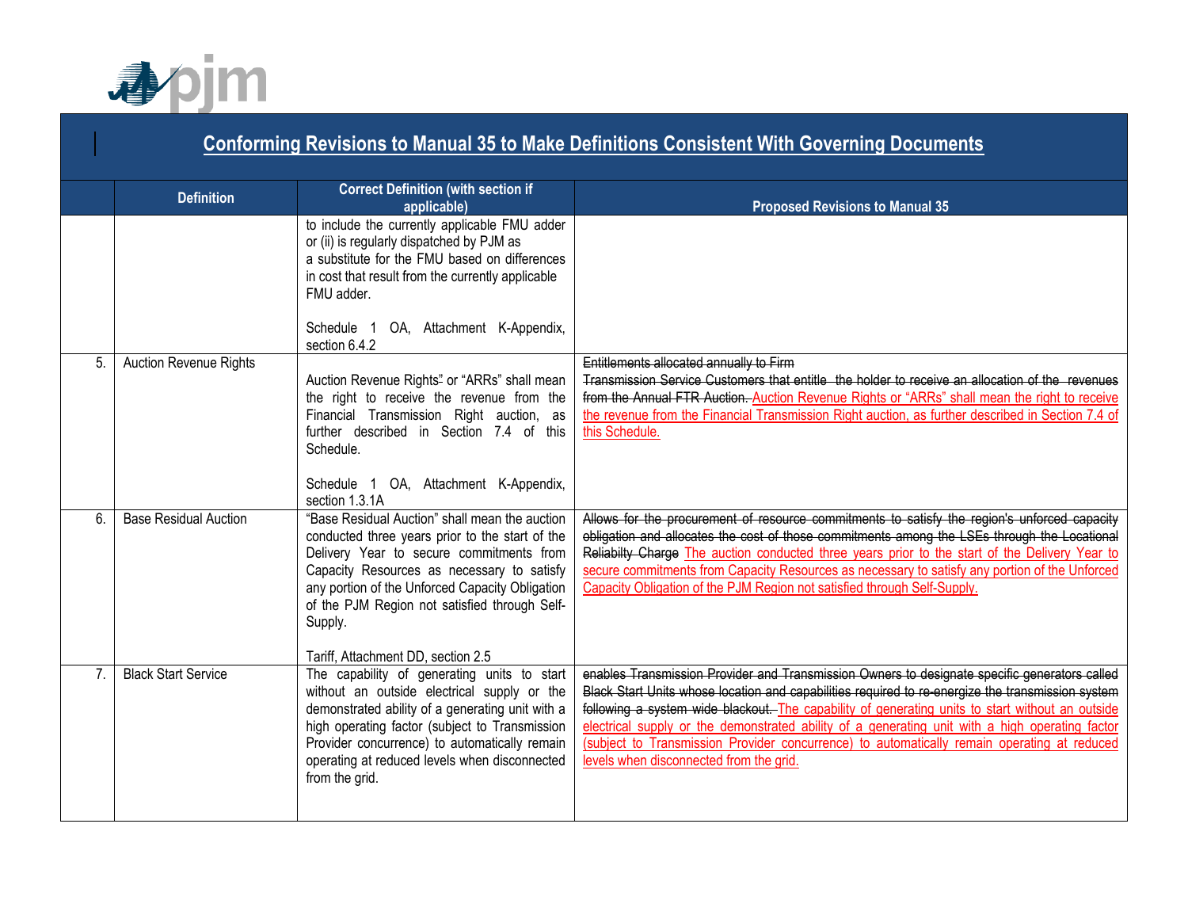## Conforming Revisions to Manual 35 to Make Definitions Consistent With Governing Documents

| | Definition | Correct Definition (with section if applicable) | Proposed Revisions to Manual 35 |
|---|---|---|---|
| | | to include the currently applicable FMU adder or (ii) is regularly dispatched by PJM as a substitute for the FMU based on differences in cost that result from the currently applicable FMU adder.<br><br>Schedule 1 OA, Attachment K-Appendix, section 6.4.2 | |
| 5. | Auction Revenue Rights | Auction Revenue Rights" or "ARRs" shall mean the right to receive the revenue from the Financial Transmission Right auction, as further described in Section 7.4 of this Schedule.<br><br>Schedule 1 OA, Attachment K-Appendix, section 1.3.1A | ~~Entitlements allocated annually to Firm Transmission Service Customers that entitle the holder to receive an allocation of the revenues from the Annual FTR Auction.~~ Auction Revenue Rights or "ARRs" shall mean the right to receive the revenue from the Financial Transmission Right auction, as further described in Section 7.4 of this Schedule. |
| 6. | Base Residual Auction | "Base Residual Auction" shall mean the auction conducted three years prior to the start of the Delivery Year to secure commitments from Capacity Resources as necessary to satisfy any portion of the Unforced Capacity Obligation of the PJM Region not satisfied through Self-Supply.<br><br>Tariff, Attachment DD, section 2.5 | ~~Allows for the procurement of resource commitments to satisfy the region's unforced capacity obligation and allocates the cost of those commitments among the LSEs through the Locational Reliabilty Charge~~ The auction conducted three years prior to the start of the Delivery Year to secure commitments from Capacity Resources as necessary to satisfy any portion of the Unforced Capacity Obligation of the PJM Region not satisfied through Self-Supply. |
| 7. | Black Start Service | The capability of generating units to start without an outside electrical supply or the demonstrated ability of a generating unit with a high operating factor (subject to Transmission Provider concurrence) to automatically remain operating at reduced levels when disconnected from the grid. | ~~enables Transmission Provider and Transmission Owners to designate specific generators called Black Start Units whose location and capabilities required to re-energize the transmission system following a system wide blackout.~~ The capability of generating units to start without an outside electrical supply or the demonstrated ability of a generating unit with a high operating factor (subject to Transmission Provider concurrence) to automatically remain operating at reduced levels when disconnected from the grid. |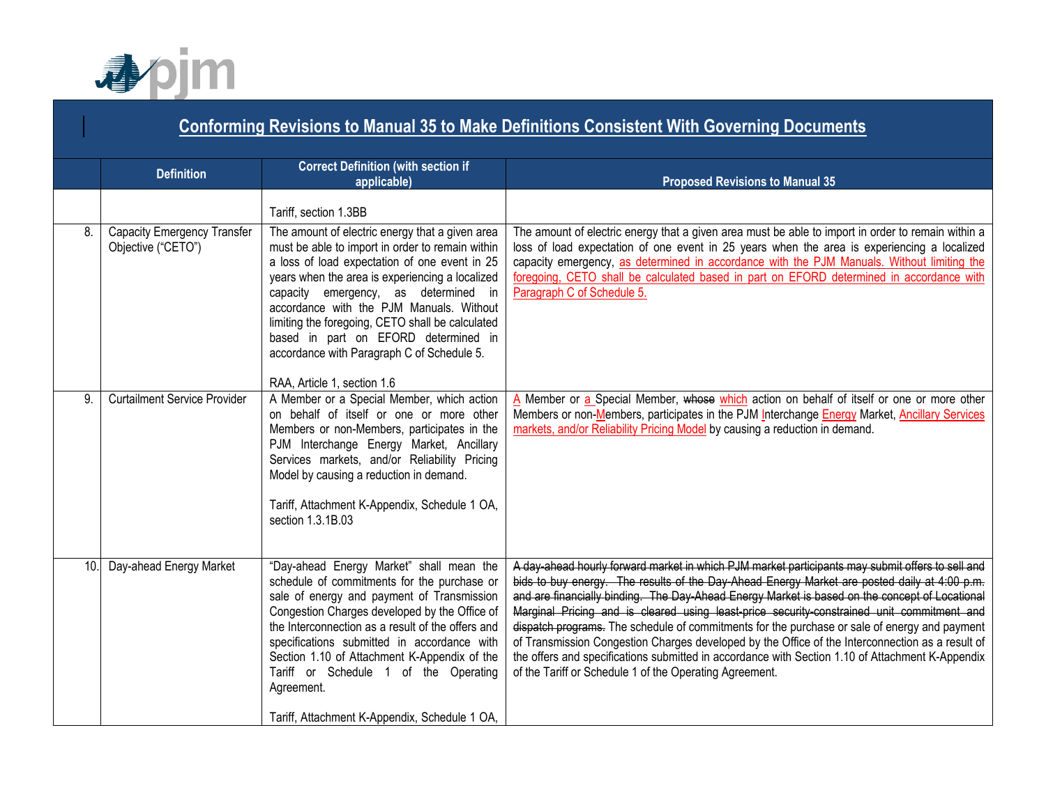# Conforming Revisions to Manual 35 to Make Definitions Consistent With Governing Documents

| | Definition | Correct Definition (with section if applicable) | Proposed Revisions to Manual 35 |
|---|---|---|---|
| | | Tariff, section 1.3BB | |
| 8. | Capacity Emergency Transfer Objective ("CETO") | The amount of electric energy that a given area must be able to import in order to remain within a loss of load expectation of one event in 25 years when the area is experiencing a localized capacity emergency, as determined in accordance with the PJM Manuals. Without limiting the foregoing, CETO shall be calculated based in part on EFORD determined in accordance with Paragraph C of Schedule 5.<br><br>RAA, Article 1, section 1.6 | The amount of electric energy that a given area must be able to import in order to remain within a loss of load expectation of one event in 25 years when the area is experiencing a localized capacity emergency, as determined in accordance with the PJM Manuals. Without limiting the foregoing, CETO shall be calculated based in part on EFORD determined in accordance with Paragraph C of Schedule 5. |
| 9. | Curtailment Service Provider | A Member or a Special Member, which action on behalf of itself or one or more other Members or non-Members, participates in the PJM Interchange Energy Market, Ancillary Services markets, and/or Reliability Pricing Model by causing a reduction in demand.<br><br>Tariff, Attachment K-Appendix, Schedule 1 OA, section 1.3.1B.03 | A Member or a Special Member, ~~whose~~ which action on behalf of itself or one or more other Members or non-Members, participates in the PJM Interchange Energy Market, Ancillary Services markets, and/or Reliability Pricing Model by causing a reduction in demand. |
| 10. | Day-ahead Energy Market | "Day-ahead Energy Market" shall mean the schedule of commitments for the purchase or sale of energy and payment of Transmission Congestion Charges developed by the Office of the Interconnection as a result of the offers and specifications submitted in accordance with Section 1.10 of Attachment K-Appendix of the Tariff or Schedule 1 of the Operating Agreement.<br><br>Tariff, Attachment K-Appendix, Schedule 1 OA, | ~~A day-ahead hourly forward market in which PJM market participants may submit offers to sell and bids to buy energy. The results of the Day-Ahead Energy Market are posted daily at 4:00 p.m. and are financially binding. The Day-Ahead Energy Market is based on the concept of Locational Marginal Pricing and is cleared using least-price security-constrained unit commitment and dispatch programs.~~ The schedule of commitments for the purchase or sale of energy and payment of Transmission Congestion Charges developed by the Office of the Interconnection as a result of the offers and specifications submitted in accordance with Section 1.10 of Attachment K-Appendix of the Tariff or Schedule 1 of the Operating Agreement. |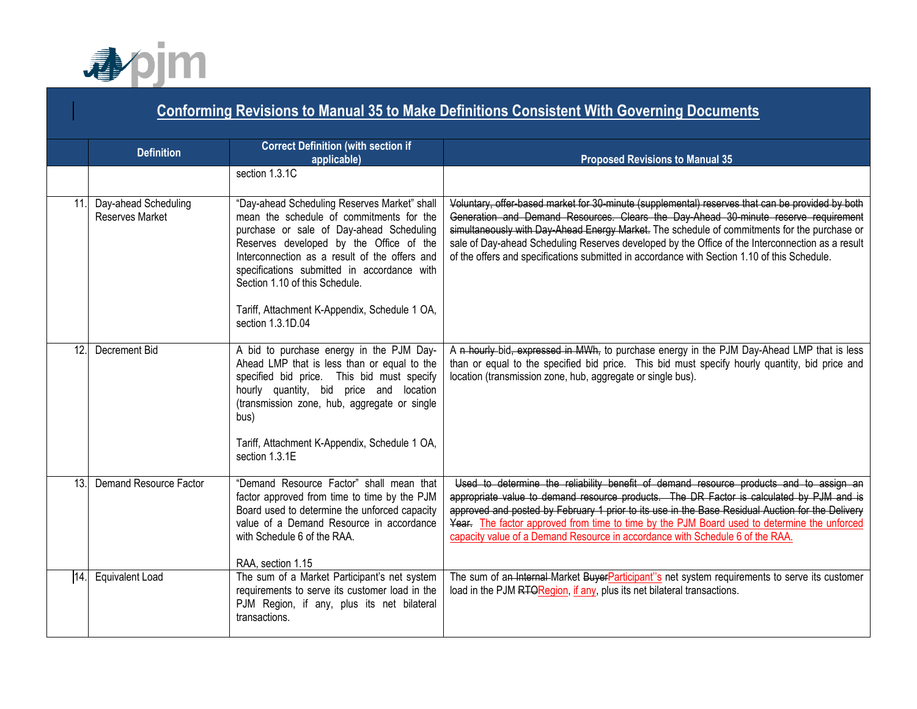## Conforming Revisions to Manual 35 to Make Definitions Consistent With Governing Documents

| | Definition | Correct Definition (with section if applicable) | Proposed Revisions to Manual 35 |
|---|---|---|---|
| | | section 1.3.1C | |
| 11. | Day-ahead Scheduling Reserves Market | "Day-ahead Scheduling Reserves Market" shall mean the schedule of commitments for the purchase or sale of Day-ahead Scheduling Reserves developed by the Office of the Interconnection as a result of the offers and specifications submitted in accordance with Section 1.10 of this Schedule.<br><br>Tariff, Attachment K-Appendix, Schedule 1 OA, section 1.3.1D.04 | ~~Voluntary, offer-based market for 30-minute (supplemental) reserves that can be provided by both Generation and Demand Resources. Clears the Day-Ahead 30-minute reserve requirement simultaneously with Day-Ahead Energy Market.~~ The schedule of commitments for the purchase or sale of Day-ahead Scheduling Reserves developed by the Office of the Interconnection as a result of the offers and specifications submitted in accordance with Section 1.10 of this Schedule. |
| 12. | Decrement Bid | A bid to purchase energy in the PJM Day-Ahead LMP that is less than or equal to the specified bid price. This bid must specify hourly quantity, bid price and location (transmission zone, hub, aggregate or single bus)<br><br>Tariff, Attachment K-Appendix, Schedule 1 OA, section 1.3.1E | A ~~n hourly~~ bid~~, expressed in MWh,~~ to purchase energy in the PJM Day-Ahead LMP that is less than or equal to the specified bid price. This bid must specify hourly quantity, bid price and location (transmission zone, hub, aggregate or single bus). |
| 13. | Demand Resource Factor | "Demand Resource Factor" shall mean that factor approved from time to time by the PJM Board used to determine the unforced capacity value of a Demand Resource in accordance with Schedule 6 of the RAA.<br><br>RAA, section 1.15 | ~~Used to determine the reliability benefit of demand resource products and to assign an appropriate value to demand resource products. The DR Factor is calculated by PJM and is approved and posted by February 1 prior to its use in the Base Residual Auction for the Delivery Year.~~ The factor approved from time to time by the PJM Board used to determine the unforced capacity value of a Demand Resource in accordance with Schedule 6 of the RAA. |
| 14. | Equivalent Load | The sum of a Market Participant's net system requirements to serve its customer load in the PJM Region, if any, plus its net bilateral transactions. | The sum of a~~n Internal~~ Market ~~Buyer~~Participant''s net system requirements to serve its customer load in the PJM ~~RTO~~Region, if any, plus its net bilateral transactions. |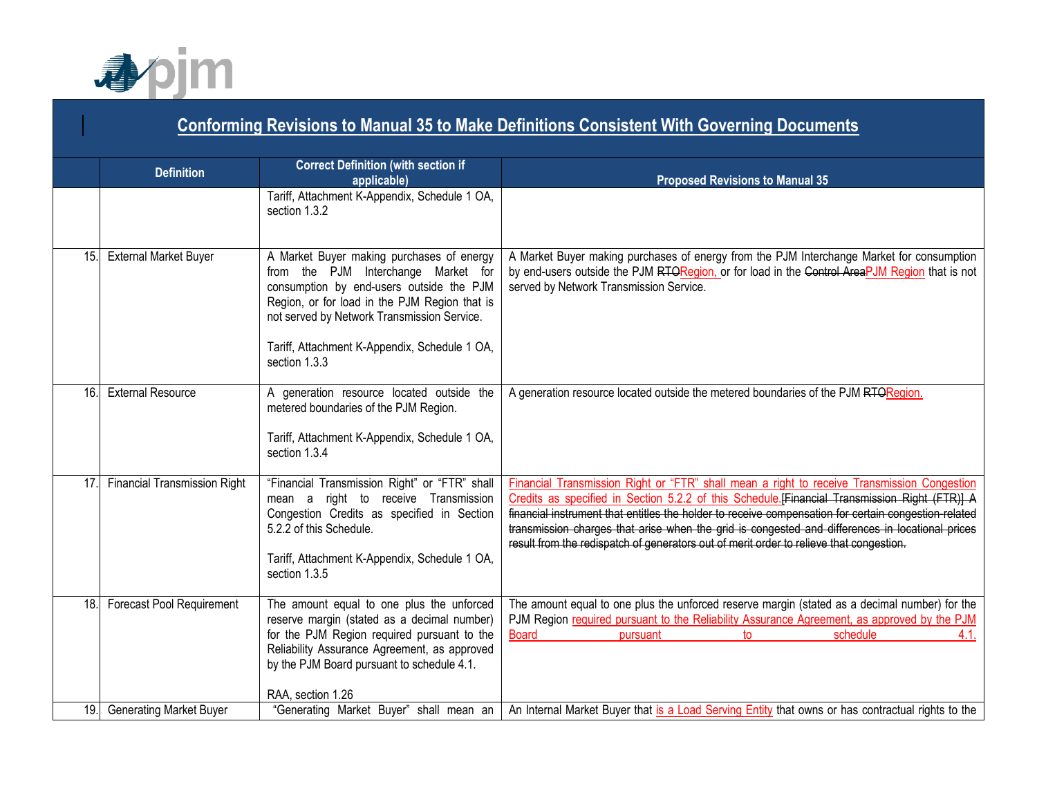## Conforming Revisions to Manual 35 to Make Definitions Consistent With Governing Documents

| | Definition | Correct Definition (with section if applicable) | Proposed Revisions to Manual 35 |
|---|---|---|---|
| | | Tariff, Attachment K-Appendix, Schedule 1 OA, section 1.3.2 | |
| 15. | External Market Buyer | A Market Buyer making purchases of energy from the PJM Interchange Market for consumption by end-users outside the PJM Region, or for load in the PJM Region that is not served by Network Transmission Service.<br><br>Tariff, Attachment K-Appendix, Schedule 1 OA, section 1.3.3 | A Market Buyer making purchases of energy from the PJM Interchange Market for consumption by end-users outside the PJM ~~RTO~~Region, or for load in the ~~Control Area~~PJM Region that is not served by Network Transmission Service. |
| 16. | External Resource | A generation resource located outside the metered boundaries of the PJM Region.<br><br>Tariff, Attachment K-Appendix, Schedule 1 OA, section 1.3.4 | A generation resource located outside the metered boundaries of the PJM ~~RTO~~Region. |
| 17. | Financial Transmission Right | "Financial Transmission Right" or "FTR" shall mean a right to receive Transmission Congestion Credits as specified in Section 5.2.2 of this Schedule.<br><br>Tariff, Attachment K-Appendix, Schedule 1 OA, section 1.3.5 | Financial Transmission Right or "FTR" shall mean a right to receive Transmission Congestion Credits as specified in Section 5.2.2 of this Schedule.~~[Financial Transmission Right (FTR)] A financial instrument that entitles the holder to receive compensation for certain congestion-related transmission charges that arise when the grid is congested and differences in locational prices result from the redispatch of generators out of merit order to relieve that congestion.~~ |
| 18. | Forecast Pool Requirement | The amount equal to one plus the unforced reserve margin (stated as a decimal number) for the PJM Region required pursuant to the Reliability Assurance Agreement, as approved by the PJM Board pursuant to schedule 4.1.<br><br>RAA, section 1.26 | The amount equal to one plus the unforced reserve margin (stated as a decimal number) for the PJM Region required pursuant to the Reliability Assurance Agreement, as approved by the PJM Board pursuant to schedule 4.1. |
| 19. | Generating Market Buyer | "Generating Market Buyer" shall mean an | An Internal Market Buyer that is a Load Serving Entity that owns or has contractual rights to the |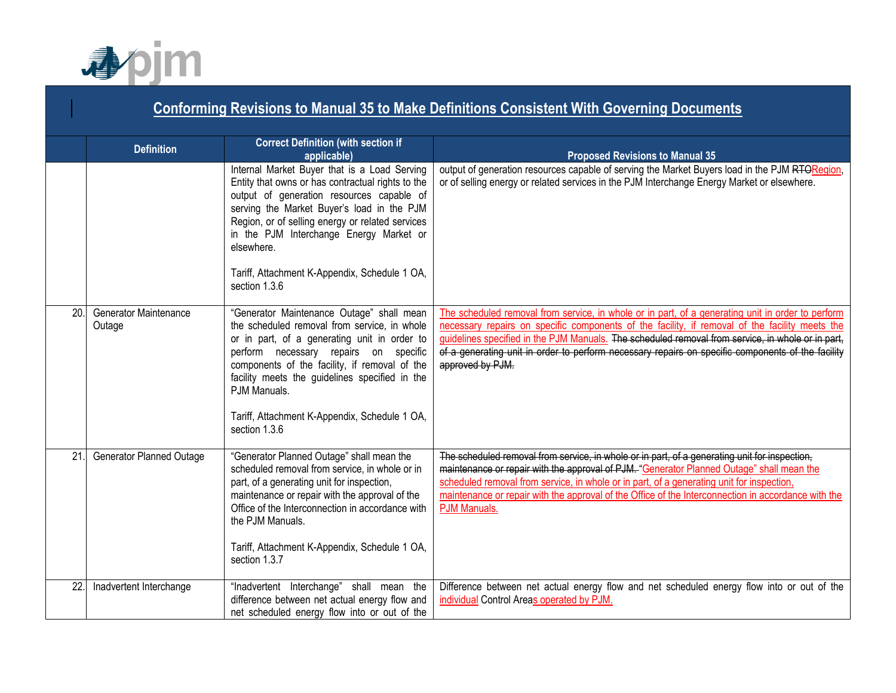## Conforming Revisions to Manual 35 to Make Definitions Consistent With Governing Documents

| | Definition | Correct Definition (with section if applicable) | Proposed Revisions to Manual 35 |
|---|---|---|---|
| | | Internal Market Buyer that is a Load Serving Entity that owns or has contractual rights to the output of generation resources capable of serving the Market Buyer's load in the PJM Region, or of selling energy or related services in the PJM Interchange Energy Market or elsewhere.<br><br>Tariff, Attachment K-Appendix, Schedule 1 OA, section 1.3.6 | output of generation resources capable of serving the Market Buyers load in the PJM ~~RTO~~Region, or of selling energy or related services in the PJM Interchange Energy Market or elsewhere. |
| 20. | Generator Maintenance Outage | "Generator Maintenance Outage" shall mean the scheduled removal from service, in whole or in part, of a generating unit in order to perform necessary repairs on specific components of the facility, if removal of the facility meets the guidelines specified in the PJM Manuals.<br><br>Tariff, Attachment K-Appendix, Schedule 1 OA, section 1.3.6 | The scheduled removal from service, in whole or in part, of a generating unit in order to perform necessary repairs on specific components of the facility, if removal of the facility meets the guidelines specified in the PJM Manuals. ~~The scheduled removal from service, in whole or in part, of a generating unit in order to perform necessary repairs on specific components of the facility approved by PJM.~~ |
| 21. | Generator Planned Outage | "Generator Planned Outage" shall mean the scheduled removal from service, in whole or in part, of a generating unit for inspection, maintenance or repair with the approval of the Office of the Interconnection in accordance with the PJM Manuals.<br><br>Tariff, Attachment K-Appendix, Schedule 1 OA, section 1.3.7 | ~~The scheduled removal from service, in whole or in part, of a generating unit for inspection, maintenance or repair with the approval of PJM.~~ "Generator Planned Outage" shall mean the scheduled removal from service, in whole or in part, of a generating unit for inspection, maintenance or repair with the approval of the Office of the Interconnection in accordance with the PJM Manuals. |
| 22. | Inadvertent Interchange | "Inadvertent Interchange" shall mean the difference between net actual energy flow and net scheduled energy flow into or out of the | Difference between net actual energy flow and net scheduled energy flow into or out of the individual Control Areas operated by PJM. |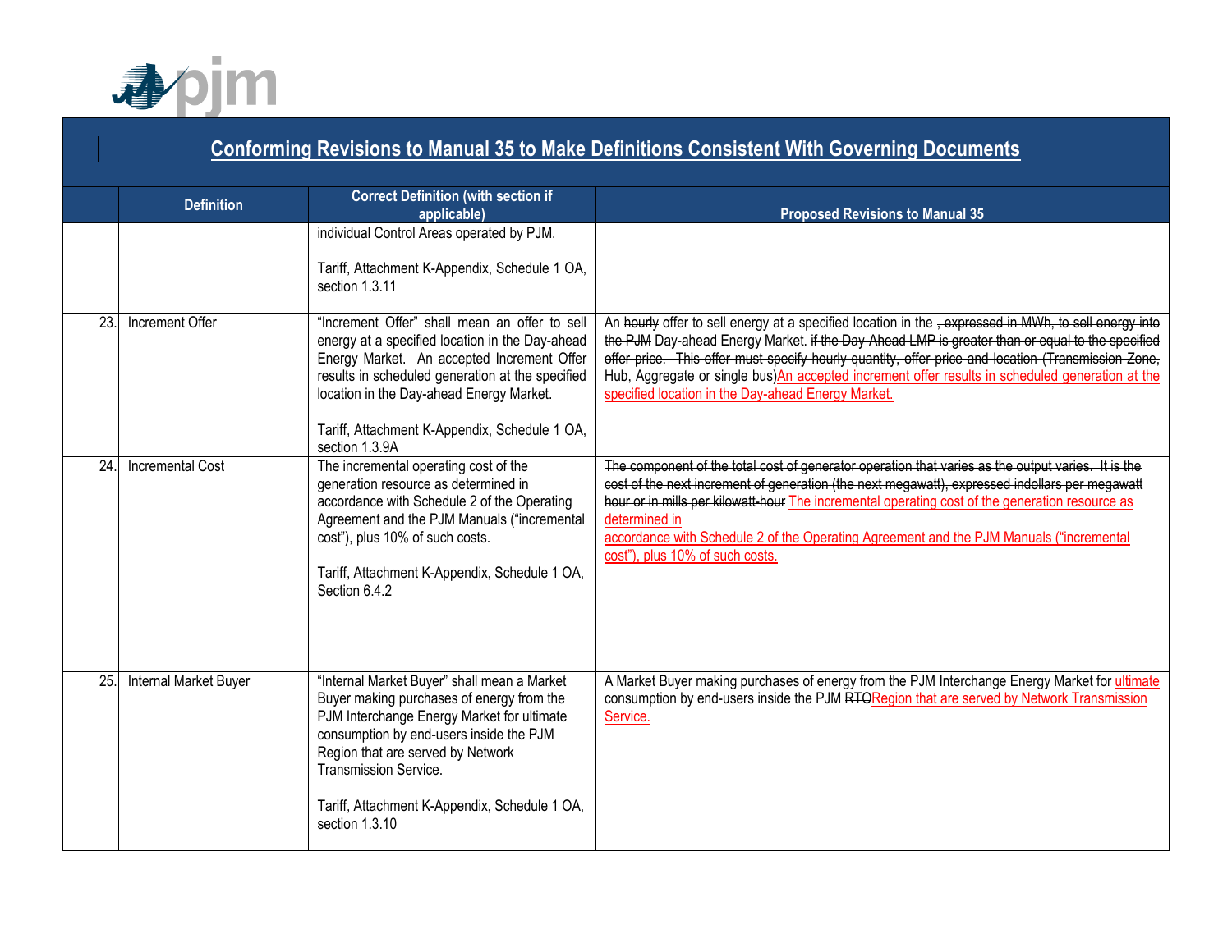## Conforming Revisions to Manual 35 to Make Definitions Consistent With Governing Documents

| | Definition | Correct Definition (with section if applicable) | Proposed Revisions to Manual 35 |
|---|---|---|---|
| | | individual Control Areas operated by PJM.<br><br>Tariff, Attachment K-Appendix, Schedule 1 OA, section 1.3.11 | |
| 23. | Increment Offer | "Increment Offer" shall mean an offer to sell energy at a specified location in the Day-ahead Energy Market. An accepted Increment Offer results in scheduled generation at the specified location in the Day-ahead Energy Market.<br><br>Tariff, Attachment K-Appendix, Schedule 1 OA, section 1.3.9A | An ~~hourly~~ offer to sell energy at a specified location in the ~~, expressed in MWh, to sell energy into the PJM~~ Day-ahead Energy Market. ~~if the Day-Ahead LMP is greater than or equal to the specified offer price. This offer must specify hourly quantity, offer price and location (Transmission Zone, Hub, Aggregate or single bus)~~An accepted increment offer results in scheduled generation at the specified location in the Day-ahead Energy Market. |
| 24. | Incremental Cost | The incremental operating cost of the generation resource as determined in accordance with Schedule 2 of the Operating Agreement and the PJM Manuals ("incremental cost"), plus 10% of such costs.<br><br>Tariff, Attachment K-Appendix, Schedule 1 OA, Section 6.4.2 | ~~The component of the total cost of generator operation that varies as the output varies. It is the cost of the next increment of generation (the next megawatt), expressed indollars per megawatt hour or in mills per kilowatt-hour~~ The incremental operating cost of the generation resource as determined in accordance with Schedule 2 of the Operating Agreement and the PJM Manuals ("incremental cost"), plus 10% of such costs. |
| 25. | Internal Market Buyer | "Internal Market Buyer" shall mean a Market Buyer making purchases of energy from the PJM Interchange Energy Market for ultimate consumption by end-users inside the PJM Region that are served by Network Transmission Service.<br><br>Tariff, Attachment K-Appendix, Schedule 1 OA, section 1.3.10 | A Market Buyer making purchases of energy from the PJM Interchange Energy Market for ultimate consumption by end-users inside the PJM ~~RTO~~Region that are served by Network Transmission Service. |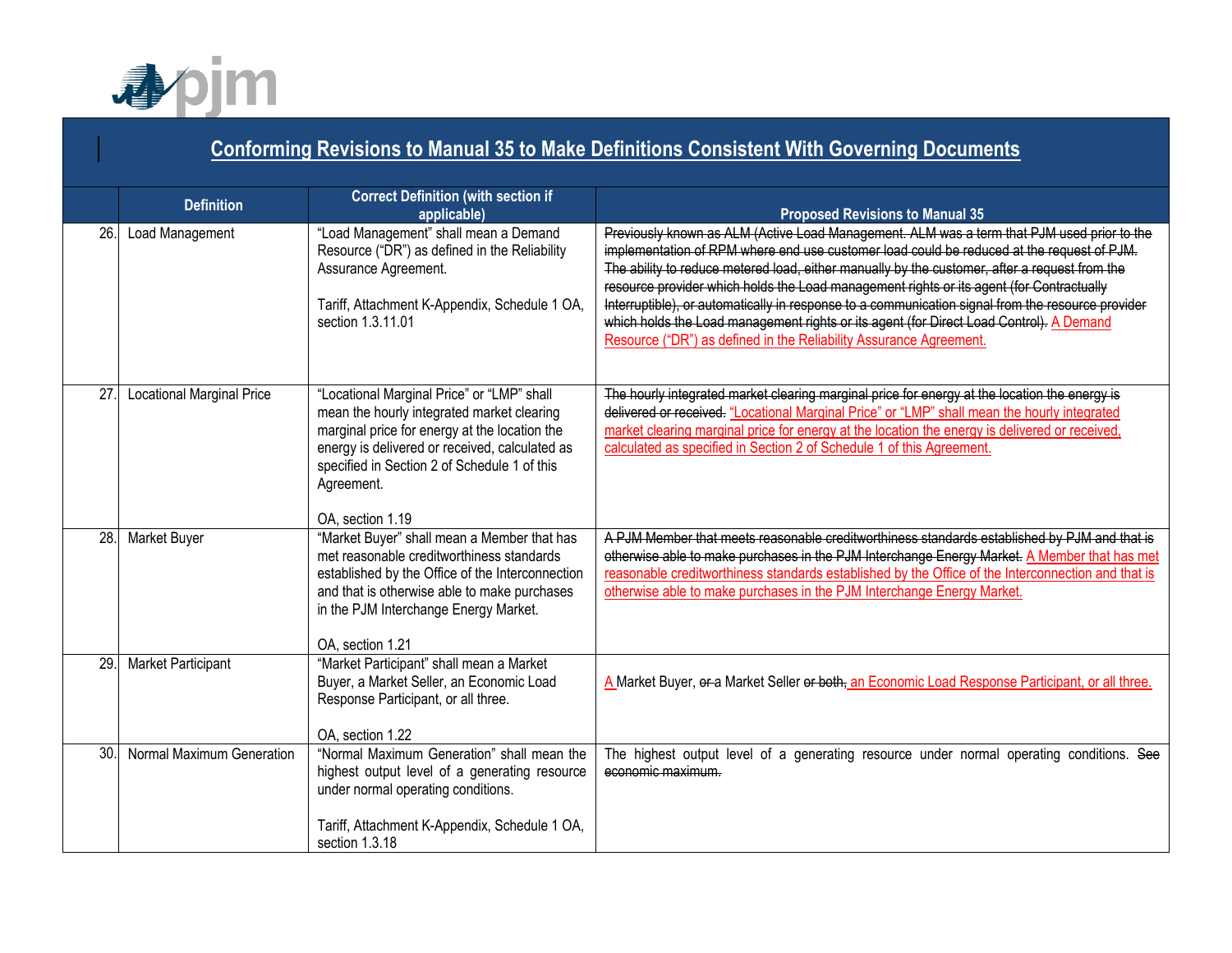## Conforming Revisions to Manual 35 to Make Definitions Consistent With Governing Documents

| | Definition | Correct Definition (with section if applicable) | Proposed Revisions to Manual 35 |
|---|---|---|---|
| 26. | Load Management | "Load Management" shall mean a Demand Resource ("DR") as defined in the Reliability Assurance Agreement.<br><br>Tariff, Attachment K-Appendix, Schedule 1 OA, section 1.3.11.01 | ~~Previously known as ALM (Active Load Management. ALM was a term that PJM used prior to the implementation of RPM where end use customer load could be reduced at the request of PJM. The ability to reduce metered load, either manually by the customer, after a request from the resource provider which holds the Load management rights or its agent (for Contractually Interruptible), or automatically in response to a communication signal from the resource provider which holds the Load management rights or its agent (for Direct Load Control).~~ A Demand Resource ("DR") as defined in the Reliability Assurance Agreement. |
| 27. | Locational Marginal Price | "Locational Marginal Price" or "LMP" shall mean the hourly integrated market clearing marginal price for energy at the location the energy is delivered or received, calculated as specified in Section 2 of Schedule 1 of this Agreement.<br><br>OA, section 1.19 | ~~The hourly integrated market clearing marginal price for energy at the location the energy is delivered or received.~~ "Locational Marginal Price" or "LMP" shall mean the hourly integrated market clearing marginal price for energy at the location the energy is delivered or received, calculated as specified in Section 2 of Schedule 1 of this Agreement. |
| 28. | Market Buyer | "Market Buyer" shall mean a Member that has met reasonable creditworthiness standards established by the Office of the Interconnection and that is otherwise able to make purchases in the PJM Interchange Energy Market.<br><br>OA, section 1.21 | ~~A PJM Member that meets reasonable creditworthiness standards established by PJM and that is otherwise able to make purchases in the PJM Interchange Energy Market.~~ A Member that has met reasonable creditworthiness standards established by the Office of the Interconnection and that is otherwise able to make purchases in the PJM Interchange Energy Market. |
| 29. | Market Participant | "Market Participant" shall mean a Market Buyer, a Market Seller, an Economic Load Response Participant, or all three.<br><br>OA, section 1.22 | A Market Buyer, ~~or a~~ Market Seller ~~or both~~, an Economic Load Response Participant, or all three. |
| 30. | Normal Maximum Generation | "Normal Maximum Generation" shall mean the highest output level of a generating resource under normal operating conditions.<br><br>Tariff, Attachment K-Appendix, Schedule 1 OA, section 1.3.18 | The highest output level of a generating resource under normal operating conditions. ~~See economic maximum.~~ |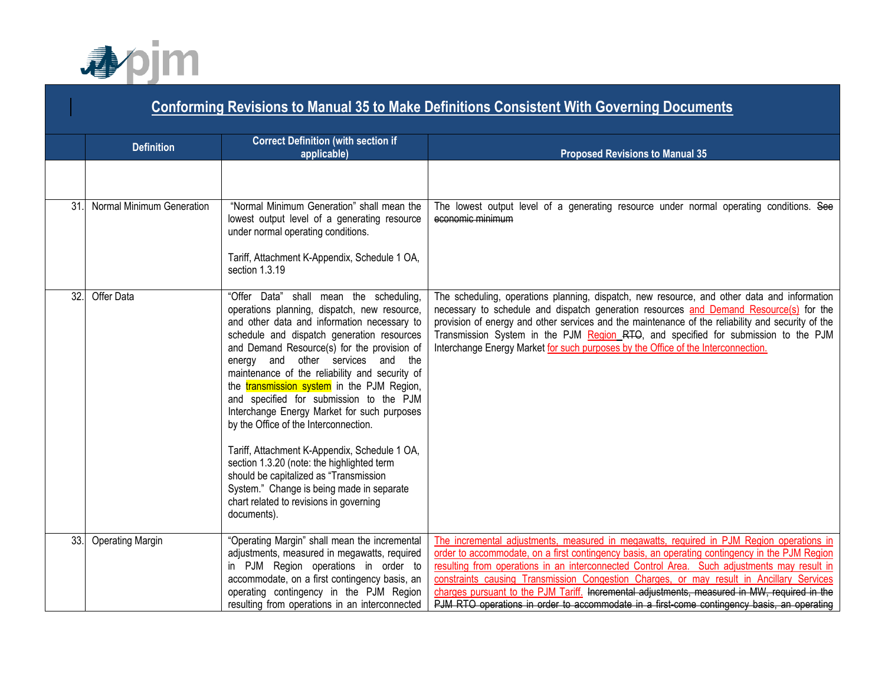## Conforming Revisions to Manual 35 to Make Definitions Consistent With Governing Documents

| | Definition | Correct Definition (with section if applicable) | Proposed Revisions to Manual 35 |
|---|---|---|---|
| | | | |
| 31. | Normal Minimum Generation | "Normal Minimum Generation" shall mean the lowest output level of a generating resource under normal operating conditions.<br><br>Tariff, Attachment K-Appendix, Schedule 1 OA, section 1.3.19 | The lowest output level of a generating resource under normal operating conditions. ~~See economic minimum~~ |
| 32. | Offer Data | "Offer Data" shall mean the scheduling, operations planning, dispatch, new resource, and other data and information necessary to schedule and dispatch generation resources and Demand Resource(s) for the provision of energy and other services and the maintenance of the reliability and security of the transmission system in the PJM Region, and specified for submission to the PJM Interchange Energy Market for such purposes by the Office of the Interconnection.<br><br>Tariff, Attachment K-Appendix, Schedule 1 OA, section 1.3.20 (note: the highlighted term should be capitalized as "Transmission System." Change is being made in separate chart related to revisions in governing documents). | The scheduling, operations planning, dispatch, new resource, and other data and information necessary to schedule and dispatch generation resources and Demand Resource(s) for the provision of energy and other services and the maintenance of the reliability and security of the Transmission System in the PJM Region ~~RTO~~, and specified for submission to the PJM Interchange Energy Market for such purposes by the Office of the Interconnection. |
| 33. | Operating Margin | "Operating Margin" shall mean the incremental adjustments, measured in megawatts, required in PJM Region operations in order to accommodate, on a first contingency basis, an operating contingency in the PJM Region resulting from operations in an interconnected | The incremental adjustments, measured in megawatts, required in PJM Region operations in order to accommodate, on a first contingency basis, an operating contingency in the PJM Region resulting from operations in an interconnected Control Area. Such adjustments may result in constraints causing Transmission Congestion Charges, or may result in Ancillary Services charges pursuant to the PJM Tariff. ~~Incremental adjustments, measured in MW, required in the PJM RTO operations in order to accommodate in a first-come contingency basis, an operating~~ |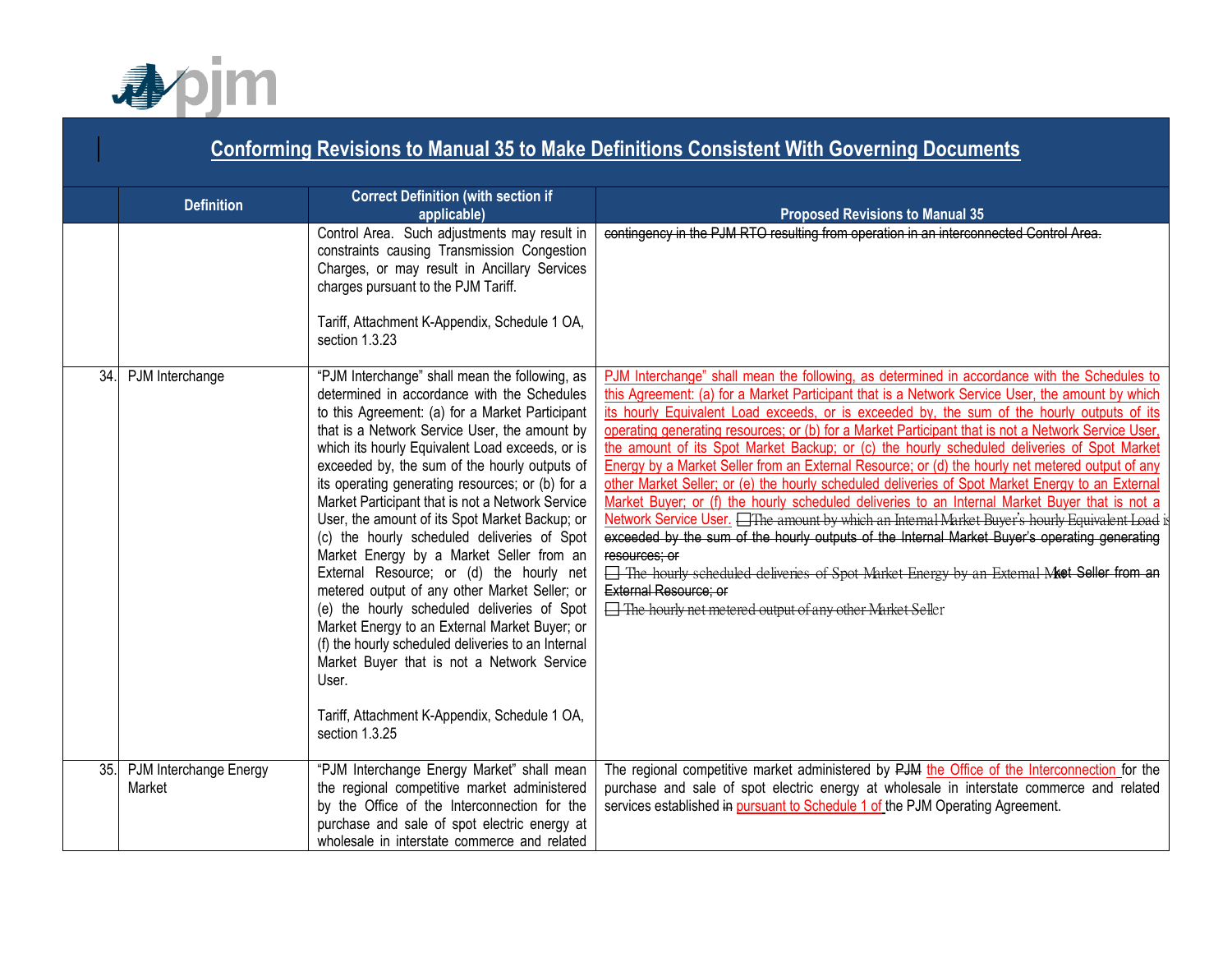## Conforming Revisions to Manual 35 to Make Definitions Consistent With Governing Documents

| | Definition | Correct Definition (with section if applicable) | Proposed Revisions to Manual 35 |
|---|---|---|---|
| | | Control Area. Such adjustments may result in constraints causing Transmission Congestion Charges, or may result in Ancillary Services charges pursuant to the PJM Tariff. Tariff, Attachment K-Appendix, Schedule 1 OA, section 1.3.23 | ~~contingency in the PJM RTO resulting from operation in an interconnected Control Area.~~ |
| 34. | PJM Interchange | "PJM Interchange" shall mean the following, as determined in accordance with the Schedules to this Agreement: (a) for a Market Participant that is a Network Service User, the amount by which its hourly Equivalent Load exceeds, or is exceeded by, the sum of the hourly outputs of its operating generating resources; or (b) for a Market Participant that is not a Network Service User, the amount of its Spot Market Backup; or (c) the hourly scheduled deliveries of Spot Market Energy by a Market Seller from an External Resource; or (d) the hourly net metered output of any other Market Seller; or (e) the hourly scheduled deliveries of Spot Market Energy to an External Market Buyer; or (f) the hourly scheduled deliveries to an Internal Market Buyer that is not a Network Service User. Tariff, Attachment K-Appendix, Schedule 1 OA, section 1.3.25 | PJM Interchange" shall mean the following, as determined in accordance with the Schedules to this Agreement: (a) for a Market Participant that is a Network Service User, the amount by which its hourly Equivalent Load exceeds, or is exceeded by, the sum of the hourly outputs of its operating generating resources; or (b) for a Market Participant that is not a Network Service User, the amount of its Spot Market Backup; or (c) the hourly scheduled deliveries of Spot Market Energy by a Market Seller from an External Resource; or (d) the hourly net metered output of any other Market Seller; or (e) the hourly scheduled deliveries of Spot Market Energy to an External Market Buyer; or (f) the hourly scheduled deliveries to an Internal Market Buyer that is not a Network Service User. ~~The amount by which an Internal Market Buyer's hourly Equivalent Load is exceeded by the sum of the hourly outputs of the Internal Market Buyer's operating generating resources; or~~ ~~The hourly scheduled deliveries of Spot Market Energy by an External Market Seller from an External Resource; or~~ ~~The hourly net metered output of any other Market Seller~~ |
| 35. | PJM Interchange Energy Market | "PJM Interchange Energy Market" shall mean the regional competitive market administered by the Office of the Interconnection for the purchase and sale of spot electric energy at wholesale in interstate commerce and related | The regional competitive market administered by ~~PJM~~ the Office of the Interconnection for the purchase and sale of spot electric energy at wholesale in interstate commerce and related services established ~~in~~ pursuant to Schedule 1 of the PJM Operating Agreement. |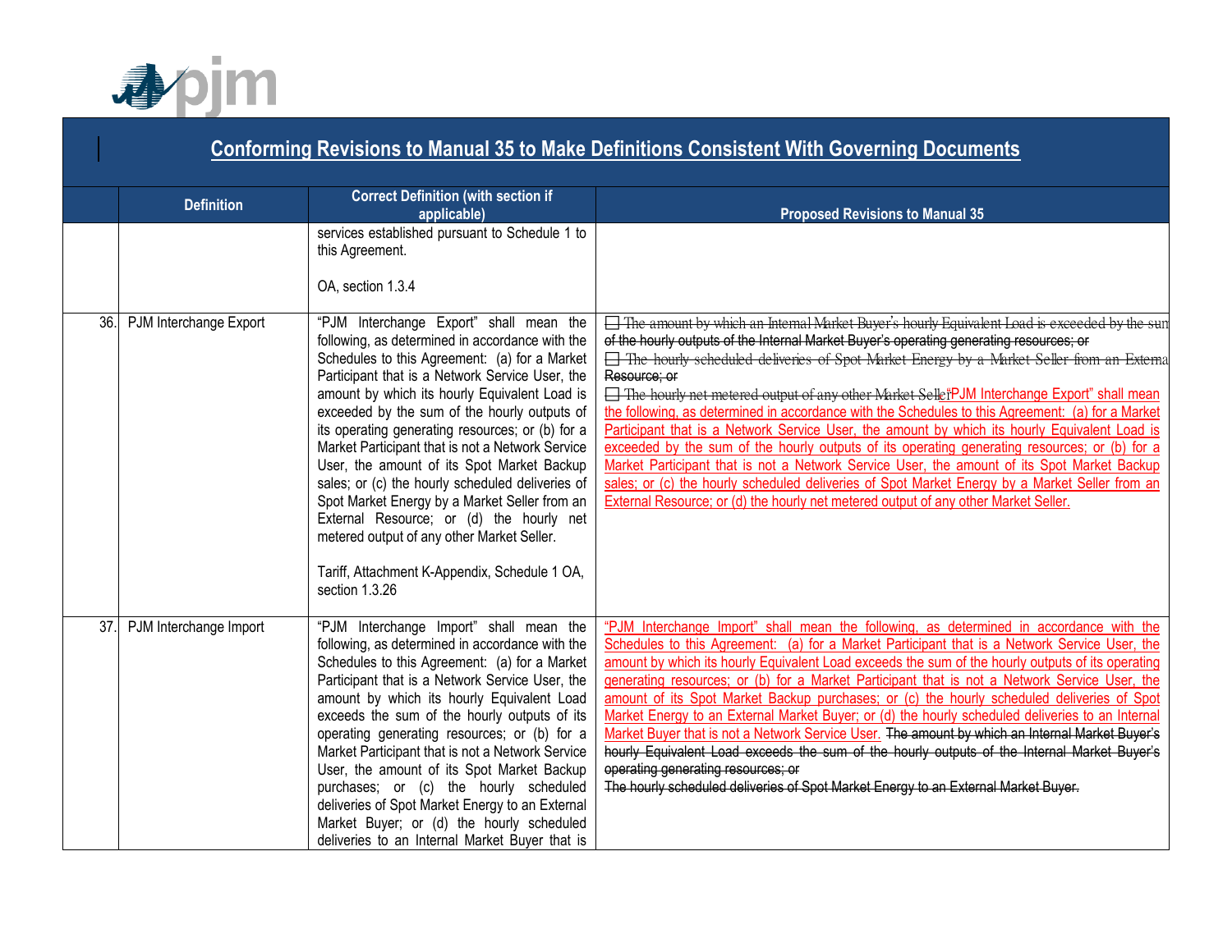## Conforming Revisions to Manual 35 to Make Definitions Consistent With Governing Documents

| | Definition | Correct Definition (with section if applicable) | Proposed Revisions to Manual 35 |
|---|---|---|---|
| | | services established pursuant to Schedule 1 to this Agreement.<br><br>OA, section 1.3.4 | |
| 36. | PJM Interchange Export | "PJM Interchange Export" shall mean the following, as determined in accordance with the Schedules to this Agreement: (a) for a Market Participant that is a Network Service User, the amount by which its hourly Equivalent Load is exceeded by the sum of the hourly outputs of its operating generating resources; or (b) for a Market Participant that is not a Network Service User, the amount of its Spot Market Backup sales; or (c) the hourly scheduled deliveries of Spot Market Energy by a Market Seller from an External Resource; or (d) the hourly net metered output of any other Market Seller.<br><br>Tariff, Attachment K-Appendix, Schedule 1 OA, section 1.3.26 | ~~The amount by which an Internal Market Buyer's hourly Equivalent Load is exceeded by the sum of the hourly outputs of the Internal Market Buyer's operating generating resources; or~~<br>~~The hourly scheduled deliveries of Spot Market Energy by a Market Seller from an External Resource; or~~<br>~~The hourly net metered output of any other Market Seller~~"PJM Interchange Export" shall mean the following, as determined in accordance with the Schedules to this Agreement: (a) for a Market Participant that is a Network Service User, the amount by which its hourly Equivalent Load is exceeded by the sum of the hourly outputs of its operating generating resources; or (b) for a Market Participant that is not a Network Service User, the amount of its Spot Market Backup sales; or (c) the hourly scheduled deliveries of Spot Market Energy by a Market Seller from an External Resource; or (d) the hourly net metered output of any other Market Seller. |
| 37. | PJM Interchange Import | "PJM Interchange Import" shall mean the following, as determined in accordance with the Schedules to this Agreement: (a) for a Market Participant that is a Network Service User, the amount by which its hourly Equivalent Load exceeds the sum of the hourly outputs of its operating generating resources; or (b) for a Market Participant that is not a Network Service User, the amount of its Spot Market Backup purchases; or (c) the hourly scheduled deliveries of Spot Market Energy to an External Market Buyer; or (d) the hourly scheduled deliveries to an Internal Market Buyer that is | "PJM Interchange Import" shall mean the following, as determined in accordance with the Schedules to this Agreement: (a) for a Market Participant that is a Network Service User, the amount by which its hourly Equivalent Load exceeds the sum of the hourly outputs of its operating generating resources; or (b) for a Market Participant that is not a Network Service User, the amount of its Spot Market Backup purchases; or (c) the hourly scheduled deliveries of Spot Market Energy to an External Market Buyer; or (d) the hourly scheduled deliveries to an Internal Market Buyer that is not a Network Service User. ~~The amount by which an Internal Market Buyer's hourly Equivalent Load exceeds the sum of the hourly outputs of the Internal Market Buyer's operating generating resources; or~~<br>~~The hourly scheduled deliveries of Spot Market Energy to an External Market Buyer.~~ |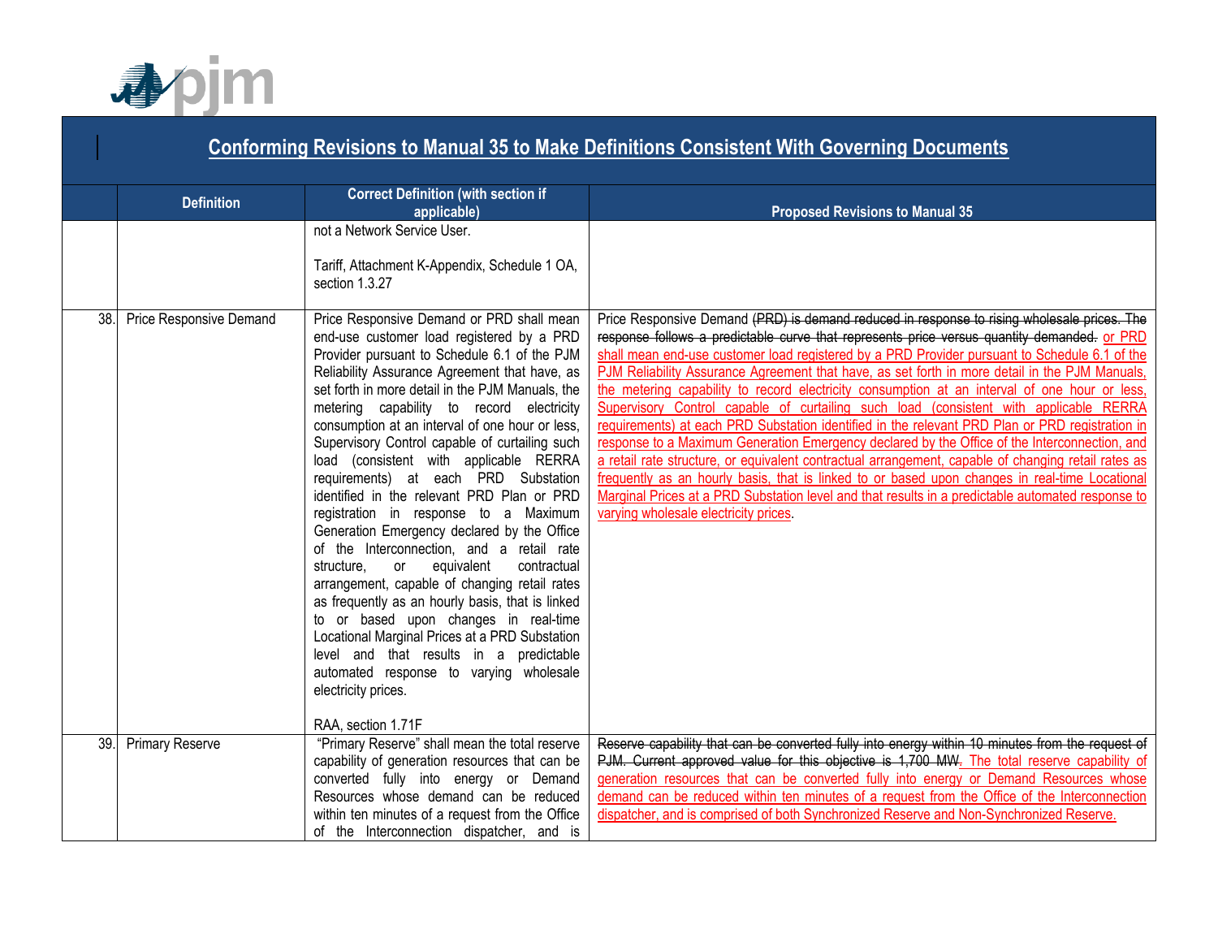## Conforming Revisions to Manual 35 to Make Definitions Consistent With Governing Documents

| | Definition | Correct Definition (with section if applicable) | Proposed Revisions to Manual 35 |
|---|---|---|---|
| | | not a Network Service User.<br><br>Tariff, Attachment K-Appendix, Schedule 1 OA, section 1.3.27 | |
| 38. | Price Responsive Demand | Price Responsive Demand or PRD shall mean end-use customer load registered by a PRD Provider pursuant to Schedule 6.1 of the PJM Reliability Assurance Agreement that have, as set forth in more detail in the PJM Manuals, the metering capability to record electricity consumption at an interval of one hour or less, Supervisory Control capable of curtailing such load (consistent with applicable RERRA requirements) at each PRD Substation identified in the relevant PRD Plan or PRD registration in response to a Maximum Generation Emergency declared by the Office of the Interconnection, and a retail rate structure, or equivalent contractual arrangement, capable of changing retail rates as frequently as an hourly basis, that is linked to or based upon changes in real-time Locational Marginal Prices at a PRD Substation level and that results in a predictable automated response to varying wholesale electricity prices.<br><br>RAA, section 1.71F | Price Responsive Demand ~~(PRD) is demand reduced in response to rising wholesale prices. The response follows a predictable curve that represents price versus quantity demanded.~~ or PRD shall mean end-use customer load registered by a PRD Provider pursuant to Schedule 6.1 of the PJM Reliability Assurance Agreement that have, as set forth in more detail in the PJM Manuals, the metering capability to record electricity consumption at an interval of one hour or less, Supervisory Control capable of curtailing such load (consistent with applicable RERRA requirements) at each PRD Substation identified in the relevant PRD Plan or PRD registration in response to a Maximum Generation Emergency declared by the Office of the Interconnection, and a retail rate structure, or equivalent contractual arrangement, capable of changing retail rates as frequently as an hourly basis, that is linked to or based upon changes in real-time Locational Marginal Prices at a PRD Substation level and that results in a predictable automated response to varying wholesale electricity prices. |
| 39. | Primary Reserve | "Primary Reserve" shall mean the total reserve capability of generation resources that can be converted fully into energy or Demand Resources whose demand can be reduced within ten minutes of a request from the Office of the Interconnection dispatcher, and is | ~~Reserve capability that can be converted fully into energy within 10 minutes from the request of PJM. Current approved value for this objective is 1,700 MW.~~ The total reserve capability of generation resources that can be converted fully into energy or Demand Resources whose demand can be reduced within ten minutes of a request from the Office of the Interconnection dispatcher, and is comprised of both Synchronized Reserve and Non-Synchronized Reserve. |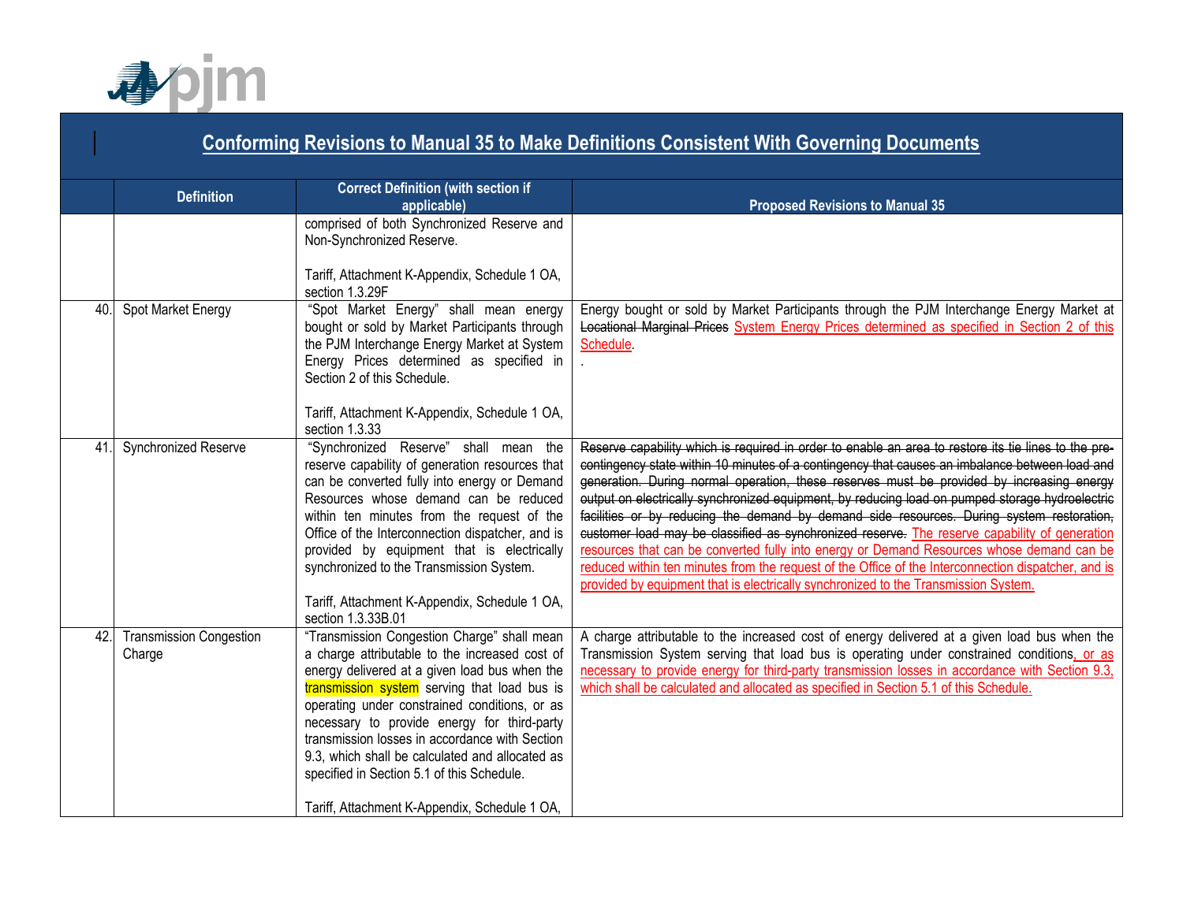# Conforming Revisions to Manual 35 to Make Definitions Consistent With Governing Documents

| | Definition | Correct Definition (with section if applicable) | Proposed Revisions to Manual 35 |
|---|---|---|---|
| | | comprised of both Synchronized Reserve and Non-Synchronized Reserve.<br><br>Tariff, Attachment K-Appendix, Schedule 1 OA, section 1.3.29F | |
| 40. | Spot Market Energy | "Spot Market Energy" shall mean energy bought or sold by Market Participants through the PJM Interchange Energy Market at System Energy Prices determined as specified in Section 2 of this Schedule.<br><br>Tariff, Attachment K-Appendix, Schedule 1 OA, section 1.3.33 | Energy bought or sold by Market Participants through the PJM Interchange Energy Market at ~~Locational Marginal Prices~~ System Energy Prices determined as specified in Section 2 of this Schedule.<br>. |
| 41. | Synchronized Reserve | "Synchronized Reserve" shall mean the reserve capability of generation resources that can be converted fully into energy or Demand Resources whose demand can be reduced within ten minutes from the request of the Office of the Interconnection dispatcher, and is provided by equipment that is electrically synchronized to the Transmission System.<br><br>Tariff, Attachment K-Appendix, Schedule 1 OA, section 1.3.33B.01 | ~~Reserve capability which is required in order to enable an area to restore its tie lines to the pre-contingency state within 10 minutes of a contingency that causes an imbalance between load and generation. During normal operation, these reserves must be provided by increasing energy output on electrically synchronized equipment, by reducing load on pumped storage hydroelectric facilities or by reducing the demand by demand side resources. During system restoration, customer load may be classified as synchronized reserve.~~ The reserve capability of generation resources that can be converted fully into energy or Demand Resources whose demand can be reduced within ten minutes from the request of the Office of the Interconnection dispatcher, and is provided by equipment that is electrically synchronized to the Transmission System. |
| 42. | Transmission Congestion Charge | "Transmission Congestion Charge" shall mean a charge attributable to the increased cost of energy delivered at a given load bus when the transmission system serving that load bus is operating under constrained conditions, or as necessary to provide energy for third-party transmission losses in accordance with Section 9.3, which shall be calculated and allocated as specified in Section 5.1 of this Schedule.<br><br>Tariff, Attachment K-Appendix, Schedule 1 OA, | A charge attributable to the increased cost of energy delivered at a given load bus when the Transmission System serving that load bus is operating under constrained conditions, or as necessary to provide energy for third-party transmission losses in accordance with Section 9.3, which shall be calculated and allocated as specified in Section 5.1 of this Schedule. |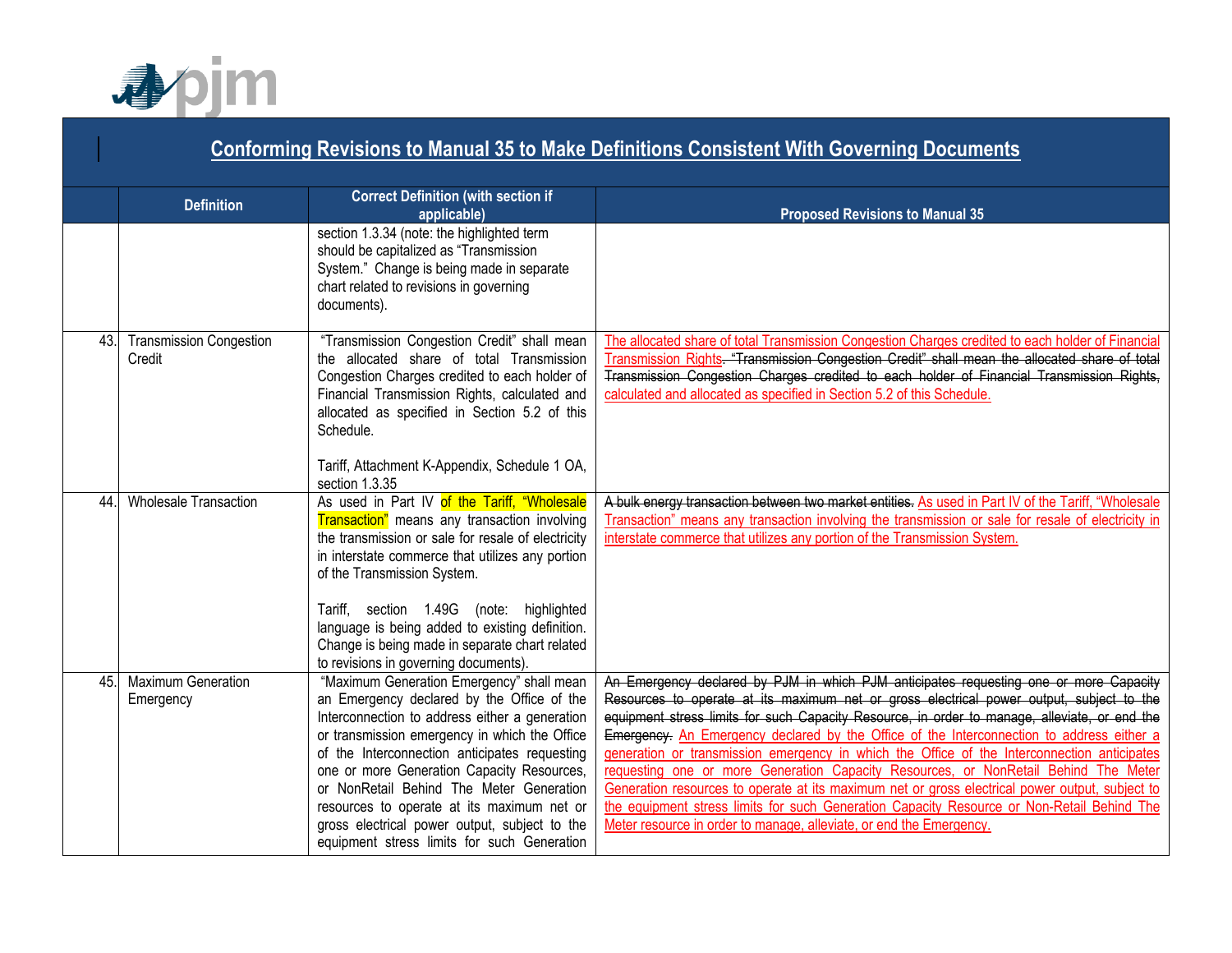## Conforming Revisions to Manual 35 to Make Definitions Consistent With Governing Documents

| | Definition | Correct Definition (with section if applicable) | Proposed Revisions to Manual 35 |
|---|---|---|---|
| | | section 1.3.34 (note: the highlighted term should be capitalized as "Transmission System." Change is being made in separate chart related to revisions in governing documents). | |
| 43. | Transmission Congestion Credit | "Transmission Congestion Credit" shall mean the allocated share of total Transmission Congestion Charges credited to each holder of Financial Transmission Rights, calculated and allocated as specified in Section 5.2 of this Schedule.<br><br>Tariff, Attachment K-Appendix, Schedule 1 OA, section 1.3.35 | The allocated share of total Transmission Congestion Charges credited to each holder of Financial Transmission Rights~~. "Transmission Congestion Credit" shall mean the allocated share of total Transmission Congestion Charges credited to each holder of Financial Transmission Rights,~~ calculated and allocated as specified in Section 5.2 of this Schedule. |
| 44. | Wholesale Transaction | As used in Part IV of the Tariff, "Wholesale Transaction" means any transaction involving the transmission or sale for resale of electricity in interstate commerce that utilizes any portion of the Transmission System.<br><br>Tariff, section 1.49G (note: highlighted language is being added to existing definition. Change is being made in separate chart related to revisions in governing documents). | ~~A bulk energy transaction between two market entities.~~ As used in Part IV of the Tariff, "Wholesale Transaction" means any transaction involving the transmission or sale for resale of electricity in interstate commerce that utilizes any portion of the Transmission System. |
| 45. | Maximum Generation Emergency | "Maximum Generation Emergency" shall mean an Emergency declared by the Office of the Interconnection to address either a generation or transmission emergency in which the Office of the Interconnection anticipates requesting one or more Generation Capacity Resources, or NonRetail Behind The Meter Generation resources to operate at its maximum net or gross electrical power output, subject to the equipment stress limits for such Generation | ~~An Emergency declared by PJM in which PJM anticipates requesting one or more Capacity Resources to operate at its maximum net or gross electrical power output, subject to the equipment stress limits for such Capacity Resource, in order to manage, alleviate, or end the Emergency.~~ An Emergency declared by the Office of the Interconnection to address either a generation or transmission emergency in which the Office of the Interconnection anticipates requesting one or more Generation Capacity Resources, or NonRetail Behind The Meter Generation resources to operate at its maximum net or gross electrical power output, subject to the equipment stress limits for such Generation Capacity Resource or Non-Retail Behind The Meter resource in order to manage, alleviate, or end the Emergency. |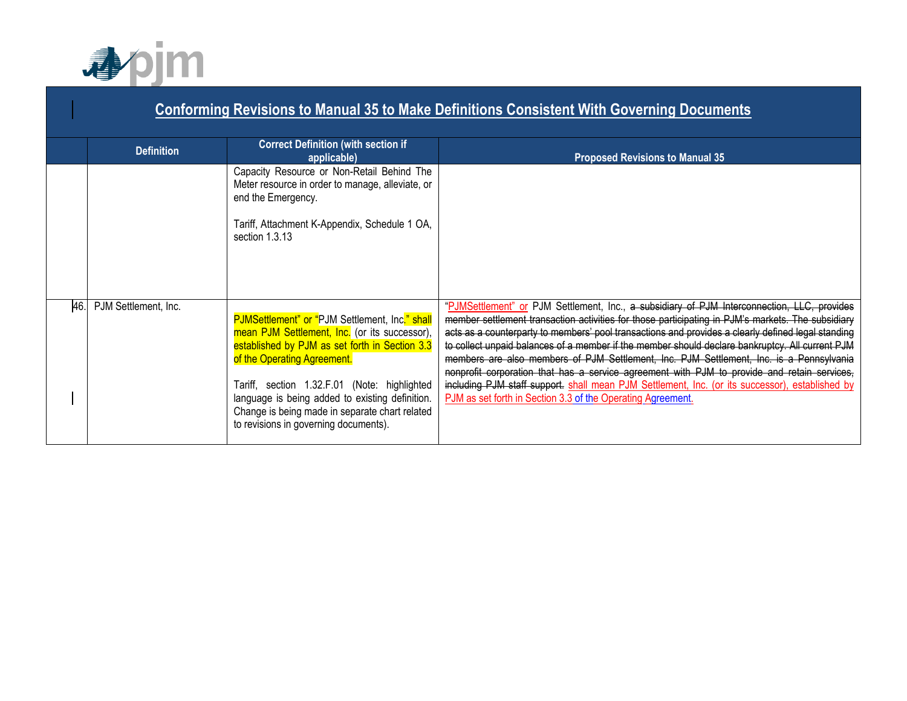## Conforming Revisions to Manual 35 to Make Definitions Consistent With Governing Documents

| | Definition | Correct Definition (with section if applicable) | Proposed Revisions to Manual 35 |
|---|---|---|---|
| | | Capacity Resource or Non-Retail Behind The Meter resource in order to manage, alleviate, or end the Emergency.<br><br>Tariff, Attachment K-Appendix, Schedule 1 OA, section 1.3.13 | |
| 46. | PJM Settlement, Inc. | PJMSettlement" or "PJM Settlement, Inc." shall mean PJM Settlement, Inc. (or its successor), established by PJM as set forth in Section 3.3 of the Operating Agreement.<br><br>Tariff, section 1.32.F.01 (Note: highlighted language is being added to existing definition. Change is being made in separate chart related to revisions in governing documents). | "PJMSettlement" or PJM Settlement, Inc., ~~a subsidiary of PJM Interconnection, LLC, provides member settlement transaction activities for those participating in PJM's markets. The subsidiary acts as a counterparty to members' pool transactions and provides a clearly defined legal standing to collect unpaid balances of a member if the member should declare bankruptcy. All current PJM members are also members of PJM Settlement, Inc. PJM Settlement, Inc. is a Pennsylvania nonprofit corporation that has a service agreement with PJM to provide and retain services, including PJM staff support.~~ shall mean PJM Settlement, Inc. (or its successor), established by PJM as set forth in Section 3.3 of the Operating Agreement. |